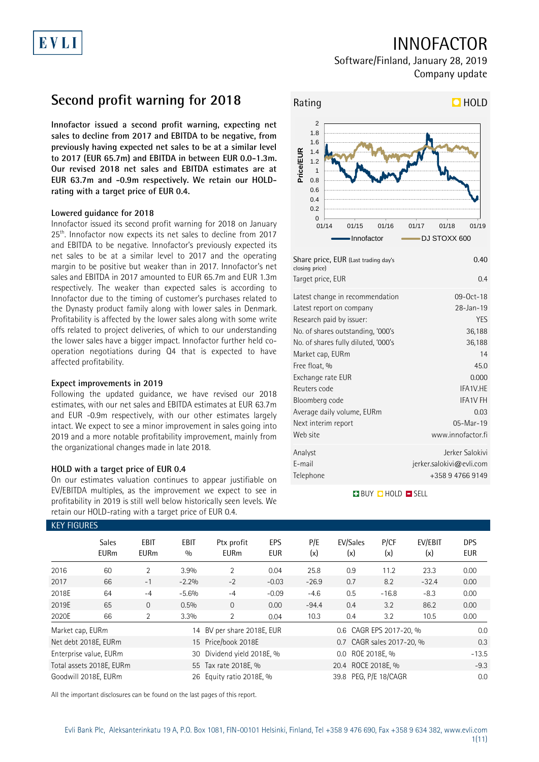# INNOFACTOR

Software/Finland, January 28, 2019
Company update

## Second profit warning for 2018

**Innofactor issued a second profit warning, expecting net sales to decline from 2017 and EBITDA to be negative, from previously having expected net sales to be at a similar level to 2017 (EUR 65.7m) and EBITDA in between EUR 0.0-1.3m. Our revised 2018 net sales and EBITDA estimates are at EUR 63.7m and -0.9m respectively. We retain our HOLD-rating with a target price of EUR 0.4.**

### Lowered guidance for 2018

Innofactor issued its second profit warning for 2018 on January 25th. Innofactor now expects its net sales to decline from 2017 and EBITDA to be negative. Innofactor's previously expected its net sales to be at a similar level to 2017 and the operating margin to be positive but weaker than in 2017. Innofactor's net sales and EBITDA in 2017 amounted to EUR 65.7m and EUR 1.3m respectively. The weaker than expected sales is according to Innofactor due to the timing of customer's purchases related to the Dynasty product family along with lower sales in Denmark. Profitability is affected by the lower sales along with some write offs related to project deliveries, of which to our understanding the lower sales have a bigger impact. Innofactor further held co-operation negotiations during Q4 that is expected to have affected profitability.

### Expect improvements in 2019

Following the updated guidance, we have revised our 2018 estimates, with our net sales and EBITDA estimates at EUR 63.7m and EUR -0.9m respectively, with our other estimates largely intact. We expect to see a minor improvement in sales going into 2019 and a more notable profitability improvement, mainly from the organizational changes made in late 2018.

### HOLD with a target price of EUR 0.4

On our estimates valuation continues to appear justifiable on EV/EBITDA multiples, as the improvement we expect to see in profitability in 2019 is still well below historically seen levels. We retain our HOLD-rating with a target price of EUR 0.4.

**Rating: HOLD**

| | |
|---|---|
| Share price, EUR (Last trading day's closing price) | 0.40 |
| Target price, EUR | 0.4 |

| | |
|---|---|
| Latest change in recommendation | 09-Oct-18 |
| Latest report on company | 28-Jan-19 |
| Research paid by issuer: | YES |
| No. of shares outstanding, '000's | 36,188 |
| No. of shares fully diluted, '000's | 36,188 |
| Market cap, EURm | 14 |
| Free float, % | 45.0 |
| Exchange rate EUR | 0.000 |
| Reuters code | IFA1V.HE |
| Bloomberg code | IFA1V FH |
| Average daily volume, EURm | 0.03 |
| Next interim report | 05-Mar-19 |
| Web site | www.innofactor.fi |

| | |
|---|---|
| Analyst | Jerker Salokivi |
| E-mail | jerker.salokivi@evli.com |
| Telephone | +358 9 4766 9149 |

BUY / HOLD / SELL

### KEY FIGURES

| | Sales EURm | EBIT EURm | EBIT % | Ptx profit EURm | EPS EUR | P/E (x) | EV/Sales (x) | P/CF (x) | EV/EBIT (x) | DPS EUR |
|---|---|---|---|---|---|---|---|---|---|---|
| 2016 | 60 | 2 | 3.9% | 2 | 0.04 | 25.8 | 0.9 | 11.2 | 23.3 | 0.00 |
| 2017 | 66 | -1 | -2.2% | -2 | -0.03 | -26.9 | 0.7 | 8.2 | -32.4 | 0.00 |
| 2018E | 64 | -4 | -5.6% | -4 | -0.09 | -4.6 | 0.5 | -16.8 | -8.3 | 0.00 |
| 2019E | 65 | 0 | 0.5% | 0 | 0.00 | -94.4 | 0.4 | 3.2 | 86.2 | 0.00 |
| 2020E | 66 | 2 | 3.3% | 2 | 0.04 | 10.3 | 0.4 | 3.2 | 10.5 | 0.00 |

| | | | | | |
|---|---|---|---|---|---|
| Market cap, EURm | 14 | BV per share 2018E, EUR | 0.6 | CAGR EPS 2017-20, % | 0.0 |
| Net debt 2018E, EURm | 15 | Price/book 2018E | 0.7 | CAGR sales 2017-20, % | 0.3 |
| Enterprise value, EURm | 30 | Dividend yield 2018E, % | 0.0 | ROE 2018E, % | -13.5 |
| Total assets 2018E, EURm | 55 | Tax rate 2018E, % | 20.4 | ROCE 2018E, % | -9.3 |
| Goodwill 2018E, EURm | 26 | Equity ratio 2018E, % | 39.8 | PEG, P/E 18/CAGR | 0.0 |

All the important disclosures can be found on the last pages of this report.

Evli Bank Plc, Aleksanterinkatu 19 A, P.O. Box 1081, FIN-00101 Helsinki, Finland, Tel +358 9 476 690, Fax +358 9 634 382, www.evli.com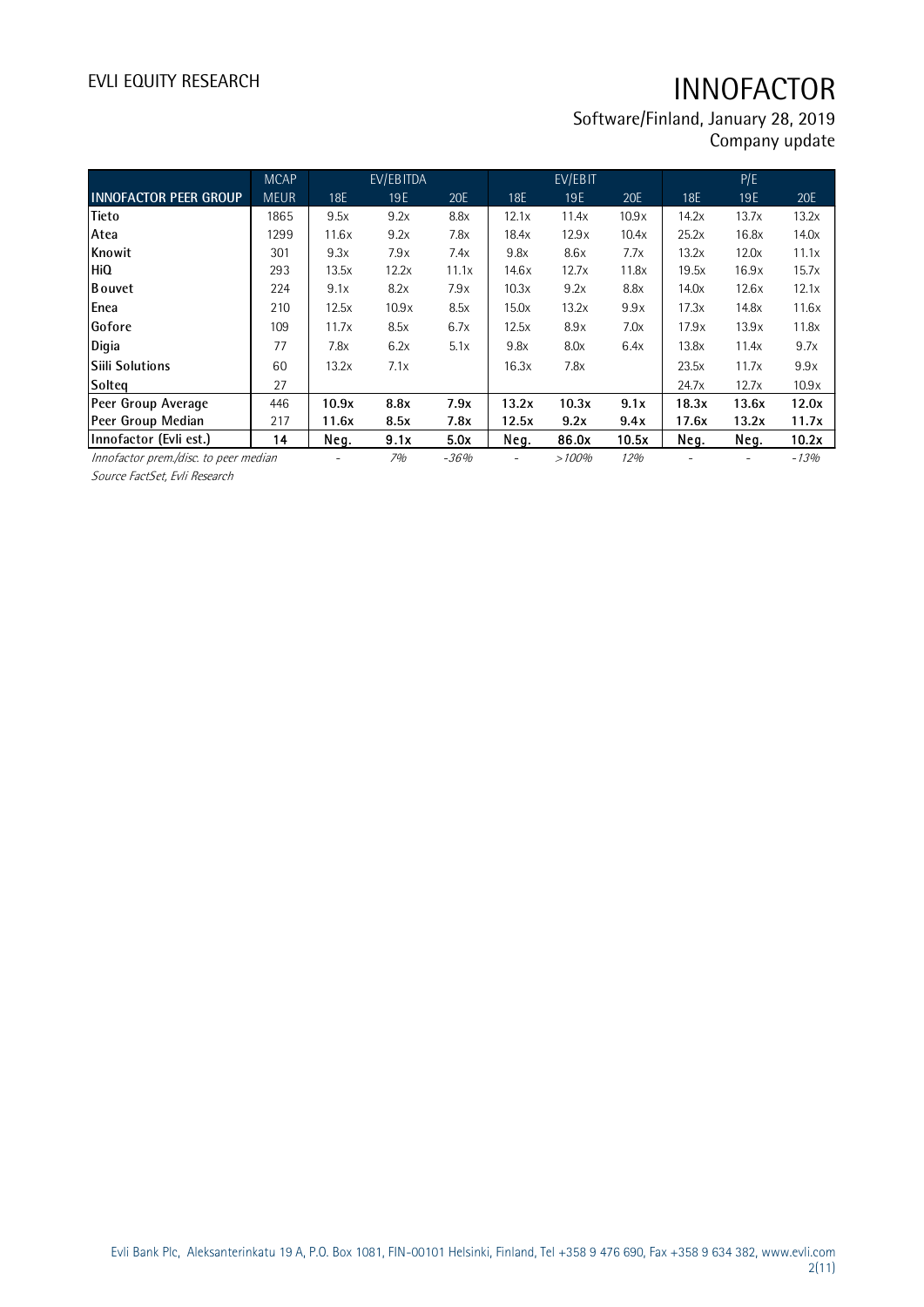| | MCAP | EV/EBITDA | | | EV/EBIT | | | P/E | | |
|---|---|---|---|---|---|---|---|---|---|---|
| **INNOFACTOR PEER GROUP** | MEUR | 18E | 19E | 20E | 18E | 19E | 20E | 18E | 19E | 20E |
| **Tieto** | 1865 | 9.5x | 9.2x | 8.8x | 12.1x | 11.4x | 10.9x | 14.2x | 13.7x | 13.2x |
| **Atea** | 1299 | 11.6x | 9.2x | 7.8x | 18.4x | 12.9x | 10.4x | 25.2x | 16.8x | 14.0x |
| **Knowit** | 301 | 9.3x | 7.9x | 7.4x | 9.8x | 8.6x | 7.7x | 13.2x | 12.0x | 11.1x |
| **HiQ** | 293 | 13.5x | 12.2x | 11.1x | 14.6x | 12.7x | 11.8x | 19.5x | 16.9x | 15.7x |
| **Bouvet** | 224 | 9.1x | 8.2x | 7.9x | 10.3x | 9.2x | 8.8x | 14.0x | 12.6x | 12.1x |
| **Enea** | 210 | 12.5x | 10.9x | 8.5x | 15.0x | 13.2x | 9.9x | 17.3x | 14.8x | 11.6x |
| **Gofore** | 109 | 11.7x | 8.5x | 6.7x | 12.5x | 8.9x | 7.0x | 17.9x | 13.9x | 11.8x |
| **Digia** | 77 | 7.8x | 6.2x | 5.1x | 9.8x | 8.0x | 6.4x | 13.8x | 11.4x | 9.7x |
| **Siili Solutions** | 60 | 13.2x | 7.1x | | 16.3x | 7.8x | | 23.5x | 11.7x | 9.9x |
| **Solteq** | 27 | | | | | | | 24.7x | 12.7x | 10.9x |
| **Peer Group Average** | 446 | **10.9x** | **8.8x** | **7.9x** | **13.2x** | **10.3x** | **9.1x** | **18.3x** | **13.6x** | **12.0x** |
| **Peer Group Median** | 217 | **11.6x** | **8.5x** | **7.8x** | **12.5x** | **9.2x** | **9.4x** | **17.6x** | **13.2x** | **11.7x** |
| **Innofactor (Evli est.)** | **14** | **Neg.** | **9.1x** | **5.0x** | **Neg.** | **86.0x** | **10.5x** | **Neg.** | **Neg.** | **10.2x** |
| *Innofactor prem./disc. to peer median* | | - | *7%* | *-36%* | - | *>100%* | *12%* | - | - | *-13%* |

*Source FactSet, Evli Research*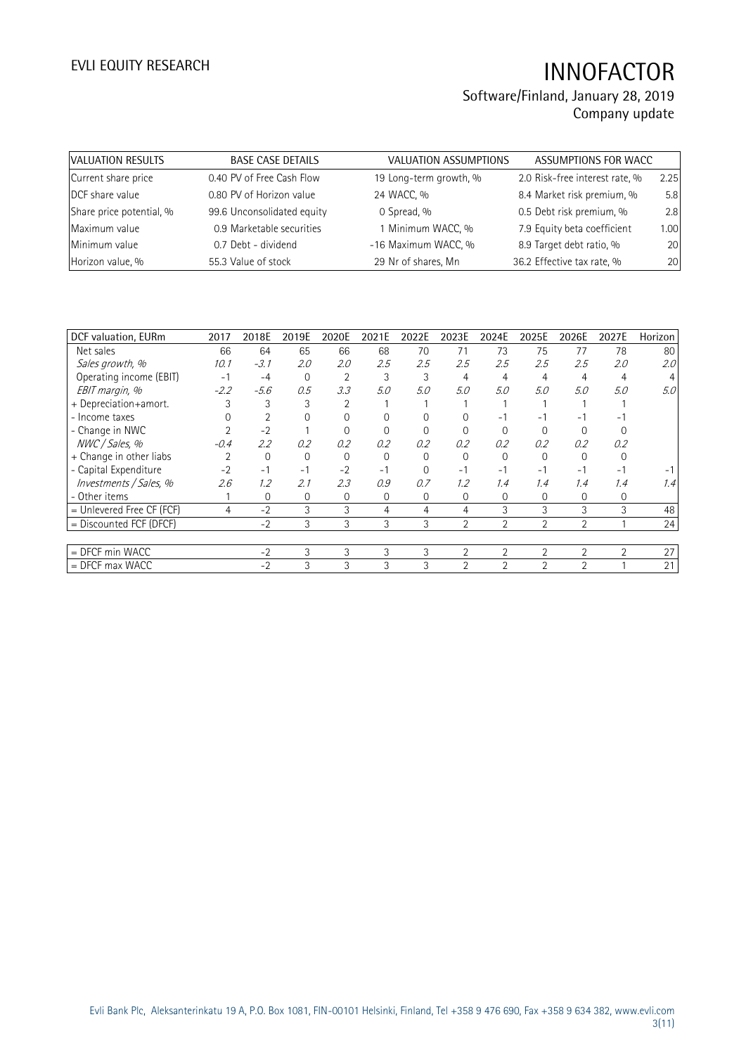| VALUATION RESULTS | | BASE CASE DETAILS | | VALUATION ASSUMPTIONS | | ASSUMPTIONS FOR WACC | |
|---|---|---|---|---|---|---|---|
| Current share price | 0.40 | PV of Free Cash Flow | 19 | Long-term growth, % | 2.0 | Risk-free interest rate, % | 2.25 |
| DCF share value | 0.80 | PV of Horizon value | 24 | WACC, % | 8.4 | Market risk premium, % | 5.8 |
| Share price potential, % | 99.6 | Unconsolidated equity | 0 | Spread, % | 0.5 | Debt risk premium, % | 2.8 |
| Maximum value | 0.9 | Marketable securities | 1 | Minimum WACC, % | 7.9 | Equity beta coefficient | 1.00 |
| Minimum value | 0.7 | Debt - dividend | -16 | Maximum WACC, % | 8.9 | Target debt ratio, % | 20 |
| Horizon value, % | 55.3 | Value of stock | 29 | Nr of shares, Mn | 36.2 | Effective tax rate, % | 20 |

| DCF valuation, EURm | 2017 | 2018E | 2019E | 2020E | 2021E | 2022E | 2023E | 2024E | 2025E | 2026E | 2027E | Horizon |
|---|---|---|---|---|---|---|---|---|---|---|---|---|
| Net sales | 66 | 64 | 65 | 66 | 68 | 70 | 71 | 73 | 75 | 77 | 78 | 80 |
| *Sales growth, %* | *10.1* | *-3.1* | *2.0* | *2.0* | *2.5* | *2.5* | *2.5* | *2.5* | *2.5* | *2.5* | *2.0* | *2.0* |
| Operating income (EBIT) | -1 | -4 | 0 | 2 | 3 | 3 | 4 | 4 | 4 | 4 | 4 | 4 |
| *EBIT margin, %* | *-2.2* | *-5.6* | *0.5* | *3.3* | *5.0* | *5.0* | *5.0* | *5.0* | *5.0* | *5.0* | *5.0* | *5.0* |
| + Depreciation+amort. | 3 | 3 | 3 | 2 | 1 | 1 | 1 | 1 | 1 | 1 | 1 | |
| - Income taxes | 0 | 2 | 0 | 0 | 0 | 0 | 0 | -1 | -1 | -1 | -1 | |
| - Change in NWC | 2 | -2 | 1 | 0 | 0 | 0 | 0 | 0 | 0 | 0 | 0 | |
| *NWC / Sales, %* | *-0.4* | *2.2* | *0.2* | *0.2* | *0.2* | *0.2* | *0.2* | *0.2* | *0.2* | *0.2* | *0.2* | |
| + Change in other liabs | 2 | 0 | 0 | 0 | 0 | 0 | 0 | 0 | 0 | 0 | 0 | |
| - Capital Expenditure | -2 | -1 | -1 | -2 | -1 | 0 | -1 | -1 | -1 | -1 | -1 | -1 |
| *Investments / Sales, %* | *2.6* | *1.2* | *2.1* | *2.3* | *0.9* | *0.7* | *1.2* | *1.4* | *1.4* | *1.4* | *1.4* | *1.4* |
| - Other items | 1 | 0 | 0 | 0 | 0 | 0 | 0 | 0 | 0 | 0 | 0 | |
| = Unlevered Free CF (FCF) | 4 | -2 | 3 | 3 | 4 | 4 | 4 | 3 | 3 | 3 | 3 | 48 |
| = Discounted FCF (DFCF) | | -2 | 3 | 3 | 3 | 3 | 2 | 2 | 2 | 2 | 1 | 24 |
| | | | | | | | | | | | | |
| = DFCF min WACC | | -2 | 3 | 3 | 3 | 3 | 2 | 2 | 2 | 2 | 2 | 27 |
| = DFCF max WACC | | -2 | 3 | 3 | 3 | 3 | 2 | 2 | 2 | 2 | 1 | 21 |

Evli Bank Plc, Aleksanterinkatu 19 A, P.O. Box 1081, FIN-00101 Helsinki, Finland, Tel +358 9 476 690, Fax +358 9 634 382, www.evli.com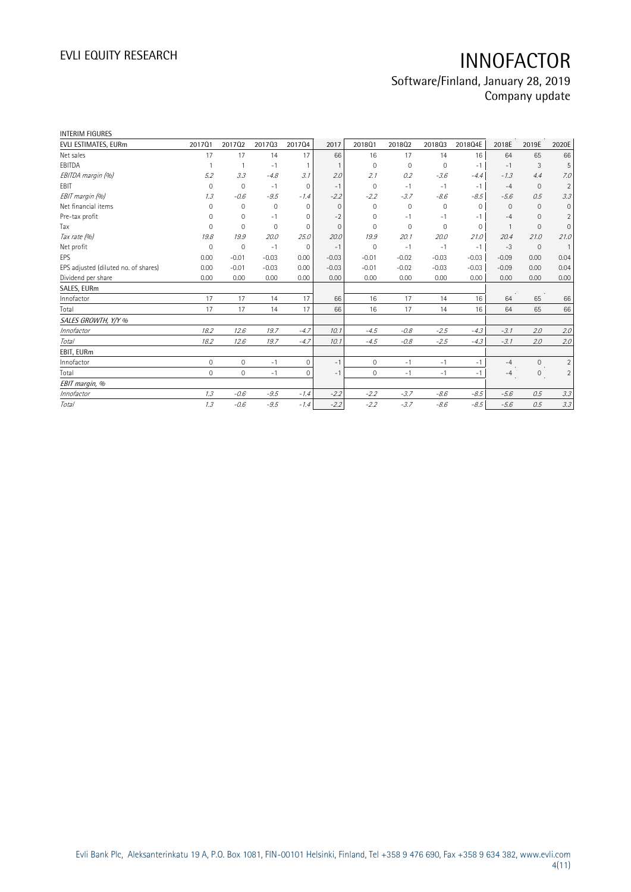INTERIM FIGURES

| EVLI ESTIMATES, EURm | 2017Q1 | 2017Q2 | 2017Q3 | 2017Q4 | 2017 | 2018Q1 | 2018Q2 | 2018Q3 | 2018Q4E | 2018E | 2019E | 2020E |
|---|---|---|---|---|---|---|---|---|---|---|---|---|
| Net sales | 17 | 17 | 14 | 17 | 66 | 16 | 17 | 14 | 16 | 64 | 65 | 66 |
| EBITDA | 1 | 1 | -1 | 1 | 1 | 0 | 0 | 0 | -1 | -1 | 3 | 5 |
| *EBITDA margin (%)* | *5.2* | *3.3* | *-4.8* | *3.1* | *2.0* | *2.1* | *0.2* | *-3.6* | *-4.4* | *-1.3* | *4.4* | *7.0* |
| EBIT | 0 | 0 | -1 | 0 | -1 | 0 | -1 | -1 | -1 | -4 | 0 | 2 |
| *EBIT margin (%)* | *1.3* | *-0.6* | *-9.5* | *-1.4* | *-2.2* | *-2.2* | *-3.7* | *-8.6* | *-8.5* | *-5.6* | *0.5* | *3.3* |
| Net financial items | 0 | 0 | 0 | 0 | 0 | 0 | 0 | 0 | 0 | 0 | 0 | 0 |
| Pre-tax profit | 0 | 0 | -1 | 0 | -2 | 0 | -1 | -1 | -1 | -4 | 0 | 2 |
| Tax | 0 | 0 | 0 | 0 | 0 | 0 | 0 | 0 | 0 | 1 | 0 | 0 |
| *Tax rate (%)* | *19.8* | *19.9* | *20.0* | *25.0* | *20.0* | *19.9* | *20.1* | *20.0* | *21.0* | *20.4* | *21.0* | *21.0* |
| Net profit | 0 | 0 | -1 | 0 | -1 | 0 | -1 | -1 | -1 | -3 | 0 | 1 |
| EPS | 0.00 | -0.01 | -0.03 | 0.00 | -0.03 | -0.01 | -0.02 | -0.03 | -0.03 | -0.09 | 0.00 | 0.04 |
| EPS adjusted (diluted no. of shares) | 0.00 | -0.01 | -0.03 | 0.00 | -0.03 | -0.01 | -0.02 | -0.03 | -0.03 | -0.09 | 0.00 | 0.04 |
| Dividend per share | 0.00 | 0.00 | 0.00 | 0.00 | 0.00 | 0.00 | 0.00 | 0.00 | 0.00 | 0.00 | 0.00 | 0.00 |
| **SALES, EURm** | | | | | | | | | | | | |
| Innofactor | 17 | 17 | 14 | 17 | 66 | 16 | 17 | 14 | 16 | 64 | 65 | 66 |
| Total | 17 | 17 | 14 | 17 | 66 | 16 | 17 | 14 | 16 | 64 | 65 | 66 |
| ***SALES GROWTH, Y/Y %*** | | | | | | | | | | | | |
| *Innofactor* | *18.2* | *12.6* | *19.7* | *-4.7* | *10.1* | *-4.5* | *-0.8* | *-2.5* | *-4.3* | *-3.1* | *2.0* | *2.0* |
| *Total* | *18.2* | *12.6* | *19.7* | *-4.7* | *10.1* | *-4.5* | *-0.8* | *-2.5* | *-4.3* | *-3.1* | *2.0* | *2.0* |
| **EBIT, EURm** | | | | | | | | | | | | |
| Innofactor | 0 | 0 | -1 | 0 | -1 | 0 | -1 | -1 | -1 | -4 | 0 | 2 |
| Total | 0 | 0 | -1 | 0 | -1 | 0 | -1 | -1 | -1 | -4 | 0 | 2 |
| ***EBIT margin, %*** | | | | | | | | | | | | |
| *Innofactor* | *1.3* | *-0.6* | *-9.5* | *-1.4* | *-2.2* | *-2.2* | *-3.7* | *-8.6* | *-8.5* | *-5.6* | *0.5* | *3.3* |
| *Total* | *1.3* | *-0.6* | *-9.5* | *-1.4* | *-2.2* | *-2.2* | *-3.7* | *-8.6* | *-8.5* | *-5.6* | *0.5* | *3.3* |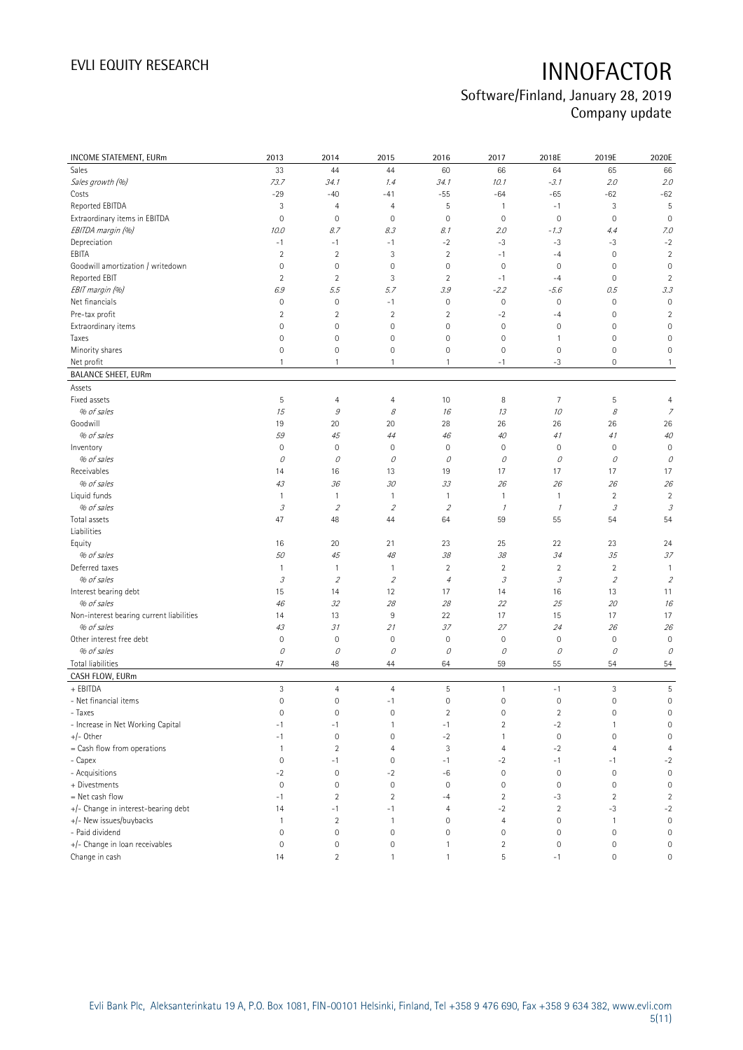| INCOME STATEMENT, EURm | 2013 | 2014 | 2015 | 2016 | 2017 | 2018E | 2019E | 2020E |
|---|---|---|---|---|---|---|---|---|
| Sales | 33 | 44 | 44 | 60 | 66 | 64 | 65 | 66 |
| *Sales growth (%)* | *73.7* | *34.1* | *1.4* | *34.1* | *10.1* | *-3.1* | *2.0* | *2.0* |
| Costs | -29 | -40 | -41 | -55 | -64 | -65 | -62 | -62 |
| Reported EBITDA | 3 | 4 | 4 | 5 | 1 | -1 | 3 | 5 |
| Extraordinary items in EBITDA | 0 | 0 | 0 | 0 | 0 | 0 | 0 | 0 |
| *EBITDA margin (%)* | *10.0* | *8.7* | *8.3* | *8.1* | *2.0* | *-1.3* | *4.4* | *7.0* |
| Depreciation | -1 | -1 | -1 | -2 | -3 | -3 | -3 | -2 |
| EBITA | 2 | 2 | 3 | 2 | -1 | -4 | 0 | 2 |
| Goodwill amortization / writedown | 0 | 0 | 0 | 0 | 0 | 0 | 0 | 0 |
| Reported EBIT | 2 | 2 | 3 | 2 | -1 | -4 | 0 | 2 |
| *EBIT margin (%)* | *6.9* | *5.5* | *5.7* | *3.9* | *-2.2* | *-5.6* | *0.5* | *3.3* |
| Net financials | 0 | 0 | -1 | 0 | 0 | 0 | 0 | 0 |
| Pre-tax profit | 2 | 2 | 2 | 2 | -2 | -4 | 0 | 2 |
| Extraordinary items | 0 | 0 | 0 | 0 | 0 | 0 | 0 | 0 |
| Taxes | 0 | 0 | 0 | 0 | 0 | 1 | 0 | 0 |
| Minority shares | 0 | 0 | 0 | 0 | 0 | 0 | 0 | 0 |
| Net profit | 1 | 1 | 1 | 1 | -1 | -3 | 0 | 1 |
| **BALANCE SHEET, EURm** | | | | | | | | |
| Assets | | | | | | | | |
| Fixed assets | 5 | 4 | 4 | 10 | 8 | 7 | 5 | 4 |
| *% of sales* | *15* | *9* | *8* | *16* | *13* | *10* | *8* | *7* |
| Goodwill | 19 | 20 | 20 | 28 | 26 | 26 | 26 | 26 |
| *% of sales* | *59* | *45* | *44* | *46* | *40* | *41* | *41* | *40* |
| Inventory | 0 | 0 | 0 | 0 | 0 | 0 | 0 | 0 |
| *% of sales* | *0* | *0* | *0* | *0* | *0* | *0* | *0* | *0* |
| Receivables | 14 | 16 | 13 | 19 | 17 | 17 | 17 | 17 |
| *% of sales* | *43* | *36* | *30* | *33* | *26* | *26* | *26* | *26* |
| Liquid funds | 1 | 1 | 1 | 1 | 1 | 1 | 2 | 2 |
| *% of sales* | *3* | *2* | *2* | *2* | *1* | *1* | *3* | *3* |
| Total assets | 47 | 48 | 44 | 64 | 59 | 55 | 54 | 54 |
| Liabilities | | | | | | | | |
| Equity | 16 | 20 | 21 | 23 | 25 | 22 | 23 | 24 |
| *% of sales* | *50* | *45* | *48* | *38* | *38* | *34* | *35* | *37* |
| Deferred taxes | 1 | 1 | 1 | 2 | 2 | 2 | 2 | 1 |
| *% of sales* | *3* | *2* | *2* | *4* | *3* | *3* | *2* | *2* |
| Interest bearing debt | 15 | 14 | 12 | 17 | 14 | 16 | 13 | 11 |
| *% of sales* | *46* | *32* | *28* | *28* | *22* | *25* | *20* | *16* |
| Non-interest bearing current liabilities | 14 | 13 | 9 | 22 | 17 | 15 | 17 | 17 |
| *% of sales* | *43* | *31* | *21* | *37* | *27* | *24* | *26* | *26* |
| Other interest free debt | 0 | 0 | 0 | 0 | 0 | 0 | 0 | 0 |
| *% of sales* | *0* | *0* | *0* | *0* | *0* | *0* | *0* | *0* |
| Total liabilities | 47 | 48 | 44 | 64 | 59 | 55 | 54 | 54 |
| **CASH FLOW, EURm** | | | | | | | | |
| + EBITDA | 3 | 4 | 4 | 5 | 1 | -1 | 3 | 5 |
| - Net financial items | 0 | 0 | -1 | 0 | 0 | 0 | 0 | 0 |
| - Taxes | 0 | 0 | 0 | 2 | 0 | 2 | 0 | 0 |
| - Increase in Net Working Capital | -1 | -1 | 1 | -1 | 2 | -2 | 1 | 0 |
| +/- Other | -1 | 0 | 0 | -2 | 1 | 0 | 0 | 0 |
| = Cash flow from operations | 1 | 2 | 4 | 3 | 4 | -2 | 4 | 4 |
| - Capex | 0 | -1 | 0 | -1 | -2 | -1 | -1 | -2 |
| - Acquisitions | -2 | 0 | -2 | -6 | 0 | 0 | 0 | 0 |
| + Divestments | 0 | 0 | 0 | 0 | 0 | 0 | 0 | 0 |
| = Net cash flow | -1 | 2 | 2 | -4 | 2 | -3 | 2 | 2 |
| +/- Change in interest-bearing debt | 14 | -1 | -1 | 4 | -2 | 2 | -3 | -2 |
| +/- New issues/buybacks | 1 | 2 | 1 | 0 | 4 | 0 | 1 | 0 |
| - Paid dividend | 0 | 0 | 0 | 0 | 0 | 0 | 0 | 0 |
| +/- Change in loan receivables | 0 | 0 | 0 | 1 | 2 | 0 | 0 | 0 |
| Change in cash | 14 | 2 | 1 | 1 | 5 | -1 | 0 | 0 |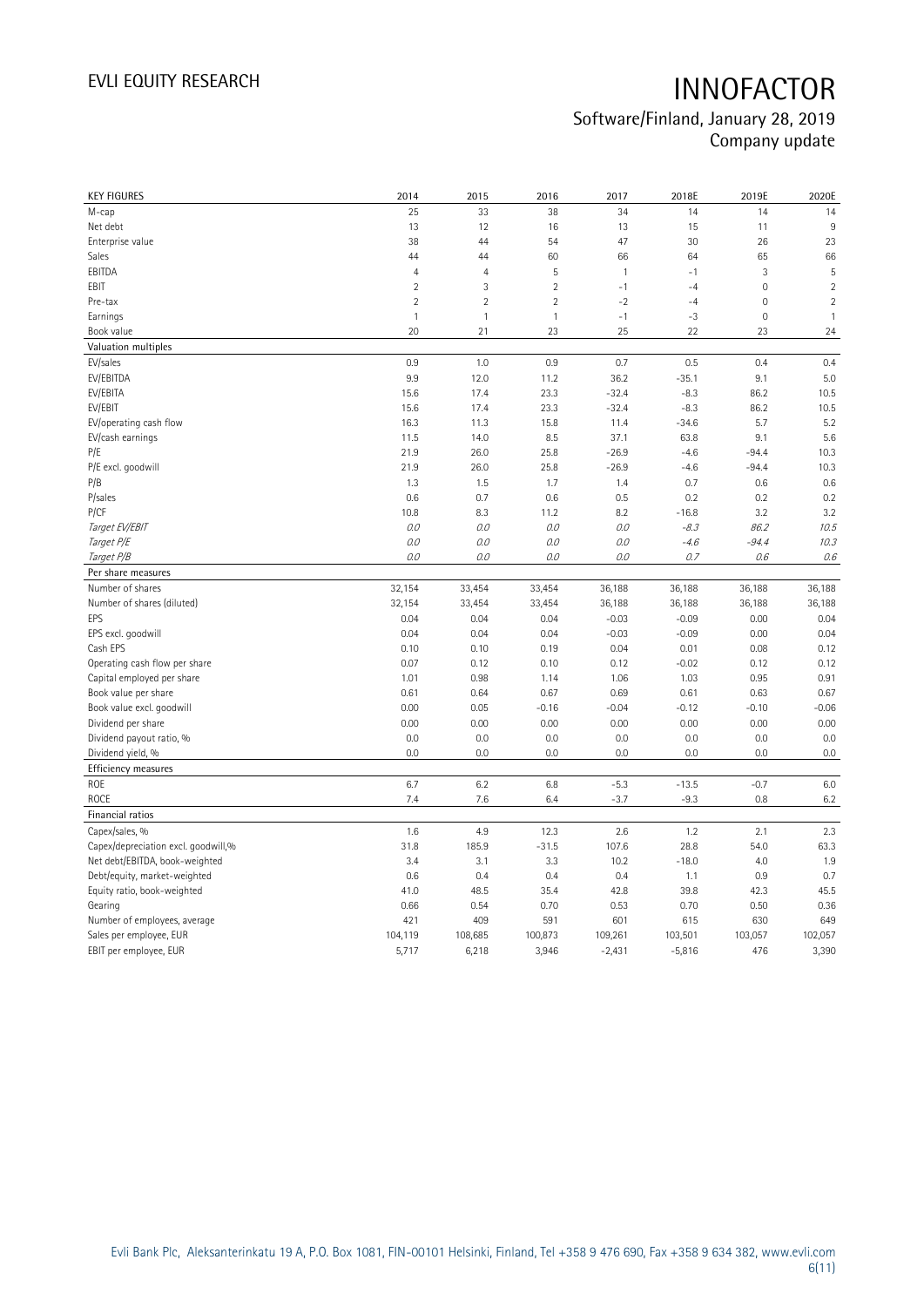# INNOFACTOR

Software/Finland, January 28, 2019
Company update

| KEY FIGURES | 2014 | 2015 | 2016 | 2017 | 2018E | 2019E | 2020E |
|---|---|---|---|---|---|---|---|
| M-cap | 25 | 33 | 38 | 34 | 14 | 14 | 14 |
| Net debt | 13 | 12 | 16 | 13 | 15 | 11 | 9 |
| Enterprise value | 38 | 44 | 54 | 47 | 30 | 26 | 23 |
| Sales | 44 | 44 | 60 | 66 | 64 | 65 | 66 |
| EBITDA | 4 | 4 | 5 | 1 | -1 | 3 | 5 |
| EBIT | 2 | 3 | 2 | -1 | -4 | 0 | 2 |
| Pre-tax | 2 | 2 | 2 | -2 | -4 | 0 | 2 |
| Earnings | 1 | 1 | 1 | -1 | -3 | 0 | 1 |
| Book value | 20 | 21 | 23 | 25 | 22 | 23 | 24 |
| **Valuation multiples** | | | | | | | |
| EV/sales | 0.9 | 1.0 | 0.9 | 0.7 | 0.5 | 0.4 | 0.4 |
| EV/EBITDA | 9.9 | 12.0 | 11.2 | 36.2 | -35.1 | 9.1 | 5.0 |
| EV/EBITA | 15.6 | 17.4 | 23.3 | -32.4 | -8.3 | 86.2 | 10.5 |
| EV/EBIT | 15.6 | 17.4 | 23.3 | -32.4 | -8.3 | 86.2 | 10.5 |
| EV/operating cash flow | 16.3 | 11.3 | 15.8 | 11.4 | -34.6 | 5.7 | 5.2 |
| EV/cash earnings | 11.5 | 14.0 | 8.5 | 37.1 | 63.8 | 9.1 | 5.6 |
| P/E | 21.9 | 26.0 | 25.8 | -26.9 | -4.6 | -94.4 | 10.3 |
| P/E excl. goodwill | 21.9 | 26.0 | 25.8 | -26.9 | -4.6 | -94.4 | 10.3 |
| P/B | 1.3 | 1.5 | 1.7 | 1.4 | 0.7 | 0.6 | 0.6 |
| P/sales | 0.6 | 0.7 | 0.6 | 0.5 | 0.2 | 0.2 | 0.2 |
| P/CF | 10.8 | 8.3 | 11.2 | 8.2 | -16.8 | 3.2 | 3.2 |
| *Target EV/EBIT* | *0.0* | *0.0* | *0.0* | *0.0* | *-8.3* | *86.2* | *10.5* |
| *Target P/E* | *0.0* | *0.0* | *0.0* | *0.0* | *-4.6* | *-94.4* | *10.3* |
| *Target P/B* | *0.0* | *0.0* | *0.0* | *0.0* | *0.7* | *0.6* | *0.6* |
| **Per share measures** | | | | | | | |
| Number of shares | 32,154 | 33,454 | 33,454 | 36,188 | 36,188 | 36,188 | 36,188 |
| Number of shares (diluted) | 32,154 | 33,454 | 33,454 | 36,188 | 36,188 | 36,188 | 36,188 |
| EPS | 0.04 | 0.04 | 0.04 | -0.03 | -0.09 | 0.00 | 0.04 |
| EPS excl. goodwill | 0.04 | 0.04 | 0.04 | -0.03 | -0.09 | 0.00 | 0.04 |
| Cash EPS | 0.10 | 0.10 | 0.19 | 0.04 | 0.01 | 0.08 | 0.12 |
| Operating cash flow per share | 0.07 | 0.12 | 0.10 | 0.12 | -0.02 | 0.12 | 0.12 |
| Capital employed per share | 1.01 | 0.98 | 1.14 | 1.06 | 1.03 | 0.95 | 0.91 |
| Book value per share | 0.61 | 0.64 | 0.67 | 0.69 | 0.61 | 0.63 | 0.67 |
| Book value excl. goodwill | 0.00 | 0.05 | -0.16 | -0.04 | -0.12 | -0.10 | -0.06 |
| Dividend per share | 0.00 | 0.00 | 0.00 | 0.00 | 0.00 | 0.00 | 0.00 |
| Dividend payout ratio, % | 0.0 | 0.0 | 0.0 | 0.0 | 0.0 | 0.0 | 0.0 |
| Dividend yield, % | 0.0 | 0.0 | 0.0 | 0.0 | 0.0 | 0.0 | 0.0 |
| **Efficiency measures** | | | | | | | |
| ROE | 6.7 | 6.2 | 6.8 | -5.3 | -13.5 | -0.7 | 6.0 |
| ROCE | 7.4 | 7.6 | 6.4 | -3.7 | -9.3 | 0.8 | 6.2 |
| **Financial ratios** | | | | | | | |
| Capex/sales, % | 1.6 | 4.9 | 12.3 | 2.6 | 1.2 | 2.1 | 2.3 |
| Capex/depreciation excl. goodwill,% | 31.8 | 185.9 | -31.5 | 107.6 | 28.8 | 54.0 | 63.3 |
| Net debt/EBITDA, book-weighted | 3.4 | 3.1 | 3.3 | 10.2 | -18.0 | 4.0 | 1.9 |
| Debt/equity, market-weighted | 0.6 | 0.4 | 0.4 | 0.4 | 1.1 | 0.9 | 0.7 |
| Equity ratio, book-weighted | 41.0 | 48.5 | 35.4 | 42.8 | 39.8 | 42.3 | 45.5 |
| Gearing | 0.66 | 0.54 | 0.70 | 0.53 | 0.70 | 0.50 | 0.36 |
| Number of employees, average | 421 | 409 | 591 | 601 | 615 | 630 | 649 |
| Sales per employee, EUR | 104,119 | 108,685 | 100,873 | 109,261 | 103,501 | 103,057 | 102,057 |
| EBIT per employee, EUR | 5,717 | 6,218 | 3,946 | -2,431 | -5,816 | 476 | 3,390 |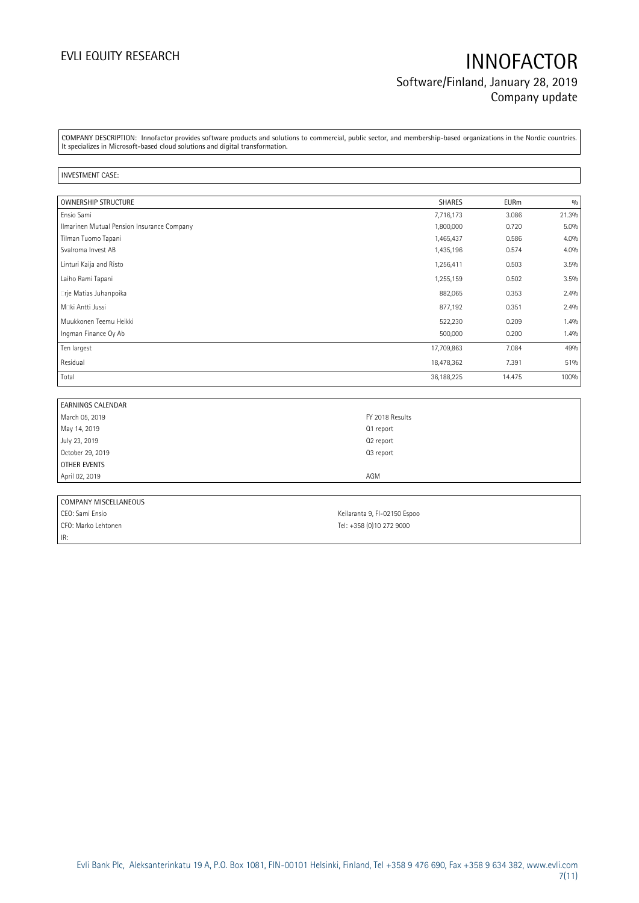COMPANY DESCRIPTION: Innofactor provides software products and solutions to commercial, public sector, and membership-based organizations in the Nordic countries. It specializes in Microsoft-based cloud solutions and digital transformation.

INVESTMENT CASE:

| OWNERSHIP STRUCTURE | SHARES | EURm | % |
|---|---|---|---|
| Ensio Sami | 7,716,173 | 3.086 | 21.3% |
| Ilmarinen Mutual Pension Insurance Company | 1,800,000 | 0.720 | 5.0% |
| Tilman Tuomo Tapani | 1,465,437 | 0.586 | 4.0% |
| Svalroma Invest AB | 1,435,196 | 0.574 | 4.0% |
| Linturi Kaija and Risto | 1,256,411 | 0.503 | 3.5% |
| Laiho Rami Tapani | 1,255,159 | 0.502 | 3.5% |
| �rje Matias Juhanpoika | 882,065 | 0.353 | 2.4% |
| M�ki Antti Jussi | 877,192 | 0.351 | 2.4% |
| Muukkonen Teemu Heikki | 522,230 | 0.209 | 1.4% |
| Ingman Finance Oy Ab | 500,000 | 0.200 | 1.4% |
| Ten largest | 17,709,863 | 7.084 | 49% |
| Residual | 18,478,362 | 7.391 | 51% |
| Total | 36,188,225 | 14.475 | 100% |

| EARNINGS CALENDAR | |
|---|---|
| March 05, 2019 | FY 2018 Results |
| May 14, 2019 | Q1 report |
| July 23, 2019 | Q2 report |
| October 29, 2019 | Q3 report |
| OTHER EVENTS | |
| April 02, 2019 | AGM |

| COMPANY MISCELLANEOUS | |
|---|---|
| CEO: Sami Ensio | Keilaranta 9, FI-02150 Espoo |
| CFO: Marko Lehtonen | Tel: +358 (0)10 272 9000 |
| IR: | |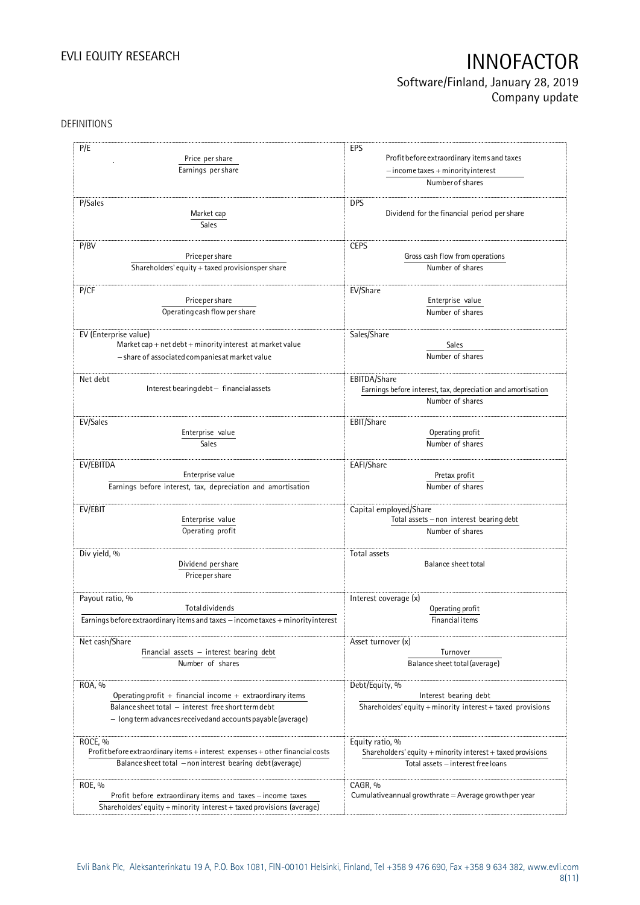DEFINITIONS

| | |
|---|---|
| **P/E**<br>$\frac{\text{Price per share}}{\text{Earnings per share}}$ | **EPS**<br>$\frac{\text{Profit before extraordinary items and taxes} - \text{income taxes} + \text{minority interest}}{\text{Number of shares}}$ |
| **P/Sales**<br>$\frac{\text{Market cap}}{\text{Sales}}$ | **DPS**<br>Dividend for the financial period per share |
| **P/BV**<br>$\frac{\text{Price per share}}{\text{Shareholders' equity} + \text{taxed provisions per share}}$ | **CEPS**<br>$\frac{\text{Gross cash flow from operations}}{\text{Number of shares}}$ |
| **P/CF**<br>$\frac{\text{Price per share}}{\text{Operating cash flow per share}}$ | **EV/Share**<br>$\frac{\text{Enterprise value}}{\text{Number of shares}}$ |
| **EV (Enterprise value)**<br>Market cap + net debt + minority interest at market value − share of associated companies at market value | **Sales/Share**<br>$\frac{\text{Sales}}{\text{Number of shares}}$ |
| **Net debt**<br>Interest bearing debt − financial assets | **EBITDA/Share**<br>$\frac{\text{Earnings before interest, tax, depreciation and amortisation}}{\text{Number of shares}}$ |
| **EV/Sales**<br>$\frac{\text{Enterprise value}}{\text{Sales}}$ | **EBIT/Share**<br>$\frac{\text{Operating profit}}{\text{Number of shares}}$ |
| **EV/EBITDA**<br>$\frac{\text{Enterprise value}}{\text{Earnings before interest, tax, depreciation and amortisation}}$ | **EAFI/Share**<br>$\frac{\text{Pretax profit}}{\text{Number of shares}}$ |
| **EV/EBIT**<br>$\frac{\text{Enterprise value}}{\text{Operating profit}}$ | **Capital employed/Share**<br>$\frac{\text{Total assets} - \text{non interest bearing debt}}{\text{Number of shares}}$ |
| **Div yield, %**<br>$\frac{\text{Dividend per share}}{\text{Price per share}}$ | **Total assets**<br>Balance sheet total |
| **Payout ratio, %**<br>$\frac{\text{Total dividends}}{\text{Earnings before extraordinary items and taxes} - \text{income taxes} + \text{minority interest}}$ | **Interest coverage (x)**<br>$\frac{\text{Operating profit}}{\text{Financial items}}$ |
| **Net cash/Share**<br>$\frac{\text{Financial assets} - \text{interest bearing debt}}{\text{Number of shares}}$ | **Asset turnover (x)**<br>$\frac{\text{Turnover}}{\text{Balance sheet total (average)}}$ |
| **ROA, %**<br>$\frac{\text{Operating profit} + \text{financial income} + \text{extraordinary items}}{\text{Balance sheet total} - \text{interest free short term debt} - \text{long term advances received and accounts payable (average)}}$ | **Debt/Equity, %**<br>$\frac{\text{Interest bearing debt}}{\text{Shareholders' equity} + \text{minority interest} + \text{taxed provisions}}$ |
| **ROCE, %**<br>$\frac{\text{Profit before extraordinary items} + \text{interest expenses} + \text{other financial costs}}{\text{Balance sheet total} - \text{noninterest bearing debt (average)}}$ | **Equity ratio, %**<br>$\frac{\text{Shareholders' equity} + \text{minority interest} + \text{taxed provisions}}{\text{Total assets} - \text{interest free loans}}$ |
| **ROE, %**<br>$\frac{\text{Profit before extraordinary items and taxes} - \text{income taxes}}{\text{Shareholders' equity} + \text{minority interest} + \text{taxed provisions (average)}}$ | **CAGR, %**<br>Cumulative annual growth rate = Average growth per year |

Evli Bank Plc, Aleksanterinkatu 19 A, P.O. Box 1081, FIN-00101 Helsinki, Finland, Tel +358 9 476 690, Fax +358 9 634 382, www.evli.com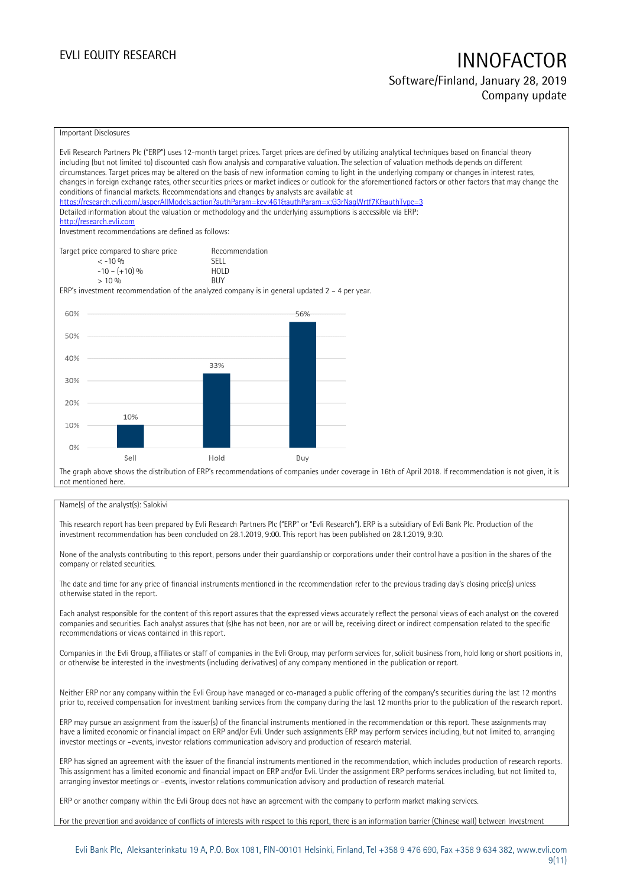Important Disclosures

Evli Research Partners Plc ("ERP") uses 12-month target prices. Target prices are defined by utilizing analytical techniques based on financial theory including (but not limited to) discounted cash flow analysis and comparative valuation. The selection of valuation methods depends on different circumstances. Target prices may be altered on the basis of new information coming to light in the underlying company or changes in interest rates, changes in foreign exchange rates, other securities prices or market indices or outlook for the aforementioned factors or other factors that may change the conditions of financial markets. Recommendations and changes by analysts are available at
https://research.evli.com/JasperAllModels.action?authParam=key;461&authParam=x;G3rNagWrtf7K&authType=3
Detailed information about the valuation or methodology and the underlying assumptions is accessible via ERP:
http://research.evli.com
Investment recommendations are defined as follows:

| Target price compared to share price | Recommendation |
| --- | --- |
| < -10 % | SELL |
| -10 – (+10) % | HOLD |
| > 10 % | BUY |

ERP's investment recommendation of the analyzed company is in general updated 2 – 4 per year.

| | Sell | Hold | Buy |
| --- | --- | --- | --- |
| Share of recommendations | 10% | 33% | 56% |

The graph above shows the distribution of ERP's recommendations of companies under coverage in 16th of April 2018. If recommendation is not given, it is not mentioned here.

Name(s) of the analyst(s): Salokivi

This research report has been prepared by Evli Research Partners Plc ("ERP" or "Evli Research"). ERP is a subsidiary of Evli Bank Plc. Production of the investment recommendation has been concluded on 28.1.2019, 9:00. This report has been published on 28.1.2019, 9:30.

None of the analysts contributing to this report, persons under their guardianship or corporations under their control have a position in the shares of the company or related securities.

The date and time for any price of financial instruments mentioned in the recommendation refer to the previous trading day's closing price(s) unless otherwise stated in the report.

Each analyst responsible for the content of this report assures that the expressed views accurately reflect the personal views of each analyst on the covered companies and securities. Each analyst assures that (s)he has not been, nor are or will be, receiving direct or indirect compensation related to the specific recommendations or views contained in this report.

Companies in the Evli Group, affiliates or staff of companies in the Evli Group, may perform services for, solicit business from, hold long or short positions in, or otherwise be interested in the investments (including derivatives) of any company mentioned in the publication or report.

Neither ERP nor any company within the Evli Group have managed or co-managed a public offering of the company's securities during the last 12 months prior to, received compensation for investment banking services from the company during the last 12 months prior to the publication of the research report.

ERP may pursue an assignment from the issuer(s) of the financial instruments mentioned in the recommendation or this report. These assignments may have a limited economic or financial impact on ERP and/or Evli. Under such assignments ERP may perform services including, but not limited to, arranging investor meetings or –events, investor relations communication advisory and production of research material.

ERP has signed an agreement with the issuer of the financial instruments mentioned in the recommendation, which includes production of research reports. This assignment has a limited economic and financial impact on ERP and/or Evli. Under the assignment ERP performs services including, but not limited to, arranging investor meetings or –events, investor relations communication advisory and production of research material.

ERP or another company within the Evli Group does not have an agreement with the company to perform market making services.

For the prevention and avoidance of conflicts of interests with respect to this report, there is an information barrier (Chinese wall) between Investment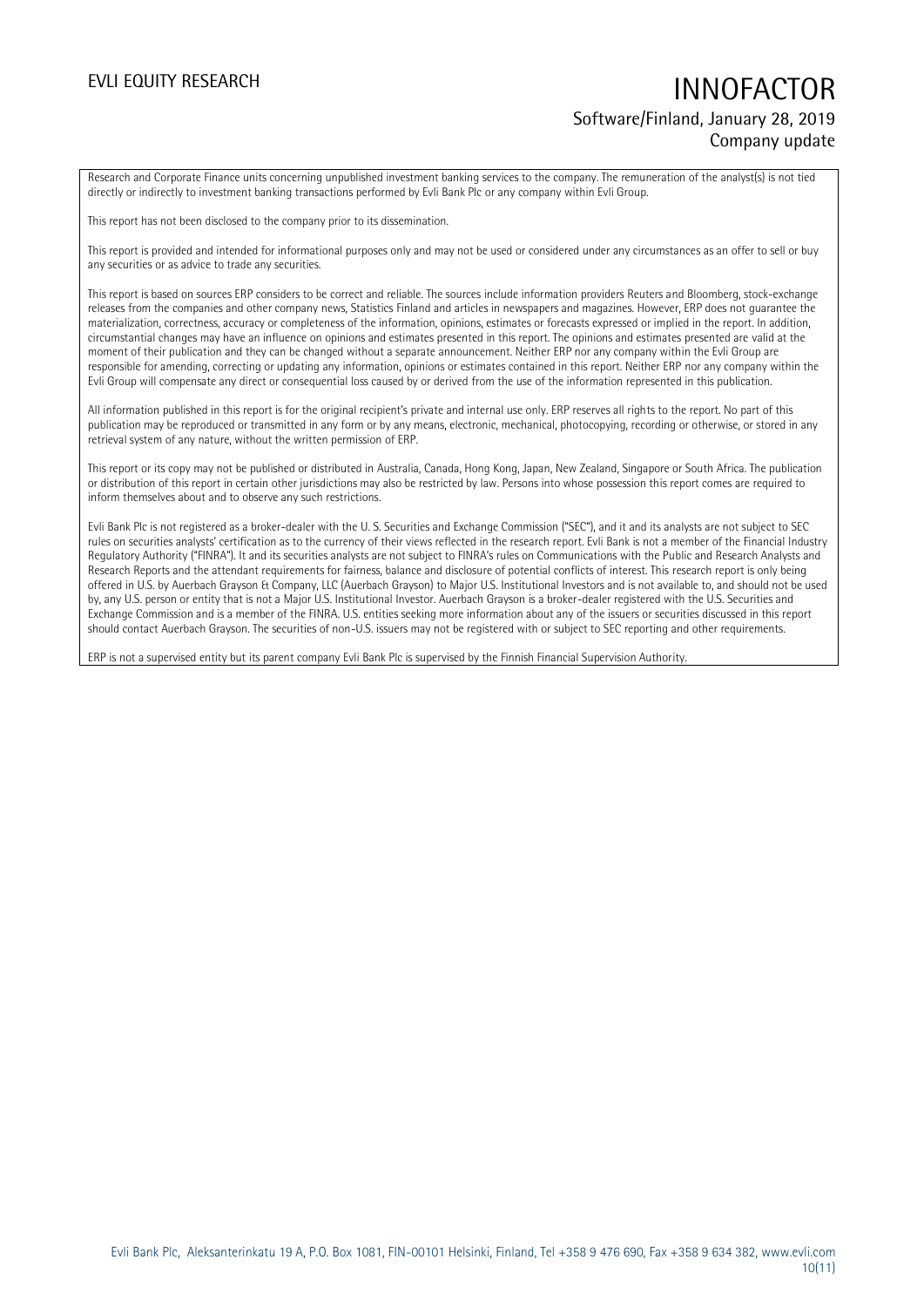Research and Corporate Finance units concerning unpublished investment banking services to the company. The remuneration of the analyst(s) is not tied directly or indirectly to investment banking transactions performed by Evli Bank Plc or any company within Evli Group.

This report has not been disclosed to the company prior to its dissemination.

This report is provided and intended for informational purposes only and may not be used or considered under any circumstances as an offer to sell or buy any securities or as advice to trade any securities.

This report is based on sources ERP considers to be correct and reliable. The sources include information providers Reuters and Bloomberg, stock-exchange releases from the companies and other company news, Statistics Finland and articles in newspapers and magazines. However, ERP does not guarantee the materialization, correctness, accuracy or completeness of the information, opinions, estimates or forecasts expressed or implied in the report. In addition, circumstantial changes may have an influence on opinions and estimates presented in this report. The opinions and estimates presented are valid at the moment of their publication and they can be changed without a separate announcement. Neither ERP nor any company within the Evli Group are responsible for amending, correcting or updating any information, opinions or estimates contained in this report. Neither ERP nor any company within the Evli Group will compensate any direct or consequential loss caused by or derived from the use of the information represented in this publication.

All information published in this report is for the original recipient's private and internal use only. ERP reserves all rights to the report. No part of this publication may be reproduced or transmitted in any form or by any means, electronic, mechanical, photocopying, recording or otherwise, or stored in any retrieval system of any nature, without the written permission of ERP.

This report or its copy may not be published or distributed in Australia, Canada, Hong Kong, Japan, New Zealand, Singapore or South Africa. The publication or distribution of this report in certain other jurisdictions may also be restricted by law. Persons into whose possession this report comes are required to inform themselves about and to observe any such restrictions.

Evli Bank Plc is not registered as a broker-dealer with the U. S. Securities and Exchange Commission ("SEC"), and it and its analysts are not subject to SEC rules on securities analysts' certification as to the currency of their views reflected in the research report. Evli Bank is not a member of the Financial Industry Regulatory Authority ("FINRA"). It and its securities analysts are not subject to FINRA's rules on Communications with the Public and Research Analysts and Research Reports and the attendant requirements for fairness, balance and disclosure of potential conflicts of interest. This research report is only being offered in U.S. by Auerbach Grayson & Company, LLC (Auerbach Grayson) to Major U.S. Institutional Investors and is not available to, and should not be used by, any U.S. person or entity that is not a Major U.S. Institutional Investor. Auerbach Grayson is a broker-dealer registered with the U.S. Securities and Exchange Commission and is a member of the FINRA. U.S. entities seeking more information about any of the issuers or securities discussed in this report should contact Auerbach Grayson. The securities of non-U.S. issuers may not be registered with or subject to SEC reporting and other requirements.

ERP is not a supervised entity but its parent company Evli Bank Plc is supervised by the Finnish Financial Supervision Authority.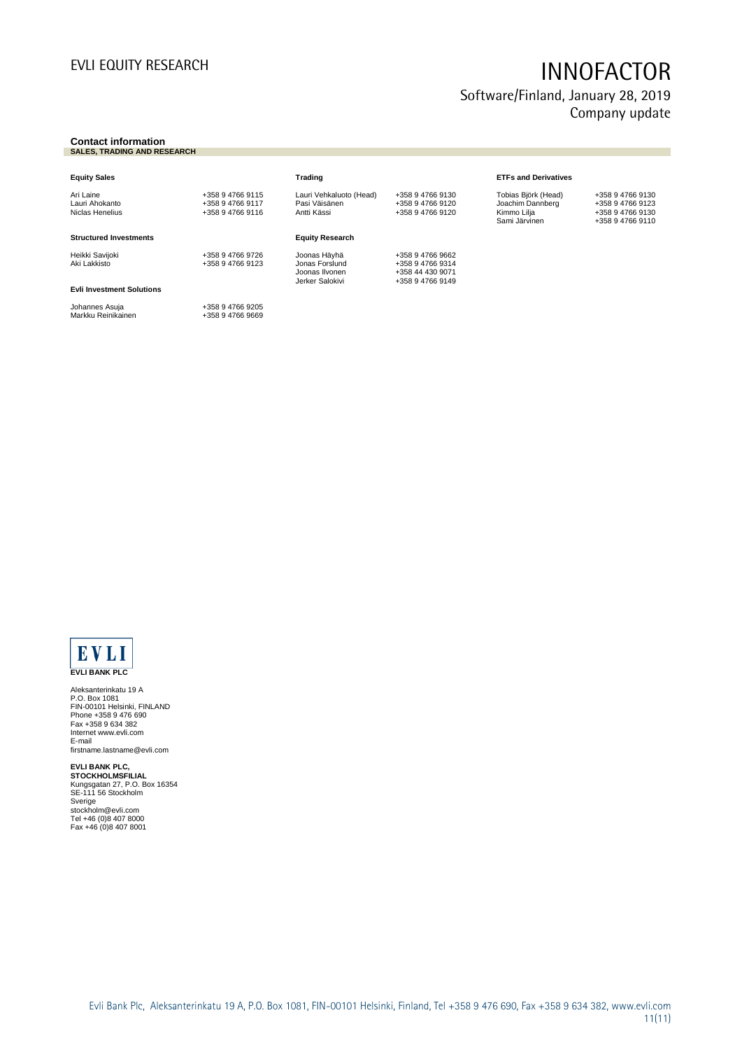## Contact information

**SALES, TRADING AND RESEARCH**

| | | | | | |
|---|---|---|---|---|---|
| **Equity Sales** | | **Trading** | | **ETFs and Derivatives** | |
| Ari Laine | +358 9 4766 9115 | Lauri Vehkaluoto (Head) | +358 9 4766 9130 | Tobias Björk (Head) | +358 9 4766 9130 |
| Lauri Ahokanto | +358 9 4766 9117 | Pasi Väisänen | +358 9 4766 9120 | Joachim Dannberg | +358 9 4766 9123 |
| Niclas Henelius | +358 9 4766 9116 | Antti Kässi | +358 9 4766 9120 | Kimmo Lilja | +358 9 4766 9130 |
| | | | | Sami Järvinen | +358 9 4766 9110 |
| **Structured Investments** | | **Equity Research** | | | |
| Heikki Savijoki | +358 9 4766 9726 | Joonas Häyhä | +358 9 4766 9662 | | |
| Aki Lakkisto | +358 9 4766 9123 | Jonas Forslund | +358 9 4766 9314 | | |
| | | Joonas Ilvonen | +358 44 430 9071 | | |
| | | Jerker Salokivi | +358 9 4766 9149 | | |
| **Evli Investment Solutions** | | | | | |
| Johannes Asuja | +358 9 4766 9205 | | | | |
| Markku Reinikainen | +358 9 4766 9669 | | | | |

EVLI

**EVLI BANK PLC**

Aleksanterinkatu 19 A
P.O. Box 1081
FIN-00101 Helsinki, FINLAND
Phone +358 9 476 690
Fax +358 9 634 382
Internet www.evli.com
E-mail
firstname.lastname@evli.com

**EVLI BANK PLC,**
**STOCKHOLMSFILIAL**
Kungsgatan 27, P.O. Box 16354
SE-111 56 Stockholm
Sverige
stockholm@evli.com
Tel +46 (0)8 407 8000
Fax +46 (0)8 407 8001